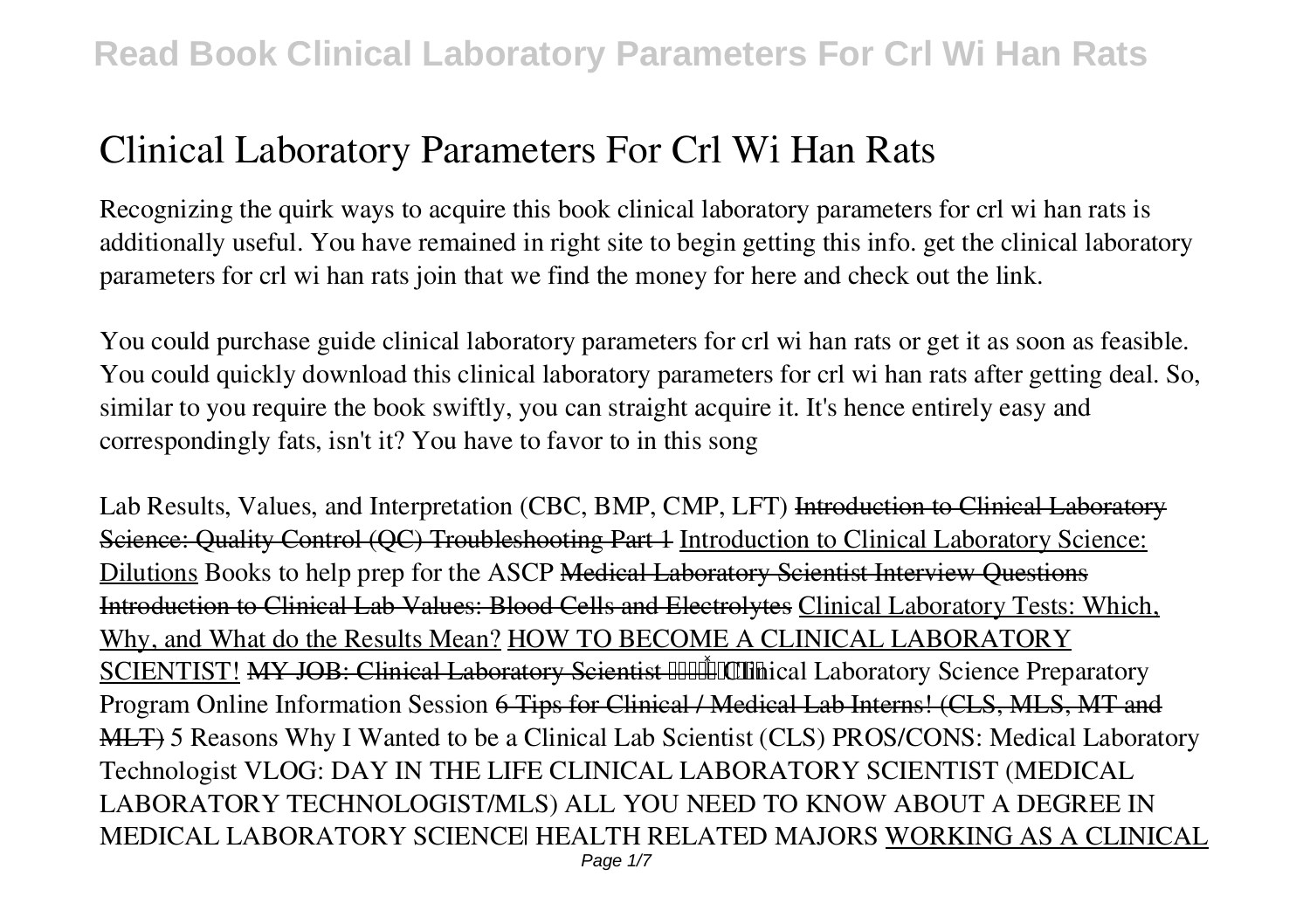# Clinical Laboratory Parameters For Crl Wi Han Rats

Recognizing the quirk ways to acquire this book clinical laboratory parameters for crl wi han rats is additionally useful. You have remained in right site to begin getting this info. get the clinical laboratory parameters for crl wi han rats join that we find the money for here and check out the link.

You could purchase guide clinical laboratory parameters for crl wi han rats or get it as soon as feasible. You could quickly download this clinical laboratory parameters for crl wi han rats after getting deal. So, similar to you require the book swiftly, you can straight acquire it. It's hence entirely easy and correspondingly fats, isn't it? You have to favor to in this song

*Lab Results, Values, and Interpretation (CBC, BMP, CMP, LFT)* ~~Introduction to Clinical Laboratory Science: Quality Control (QC) Troubleshooting Part 1~~ Introduction to Clinical Laboratory Science: Dilutions *Books to help prep for the ASCP* ~~Medical Laboratory Scientist Interview Questions~~ ~~Introduction to Clinical Lab Values: Blood Cells and Electrolytes~~ Clinical Laboratory Tests: Which, Why, and What do the Results Mean? HOW TO BECOME A CLINICAL LABORATORY SCIENTIST! ~~MY JOB: Clinical Laboratory Scientist~~ *Clinical Laboratory Science Preparatory Program Online Information Session* ~~6 Tips for Clinical / Medical Lab Interns! (CLS, MLS, MT and MLT)~~ *5 Reasons Why I Wanted to be a Clinical Lab Scientist (CLS) PROS/CONS: Medical Laboratory Technologist VLOG: DAY IN THE LIFE CLINICAL LABORATORY SCIENTIST (MEDICAL LABORATORY TECHNOLOGIST/MLS) ALL YOU NEED TO KNOW ABOUT A DEGREE IN MEDICAL LABORATORY SCIENCE| HEALTH RELATED MAJORS* WORKING AS A CLINICAL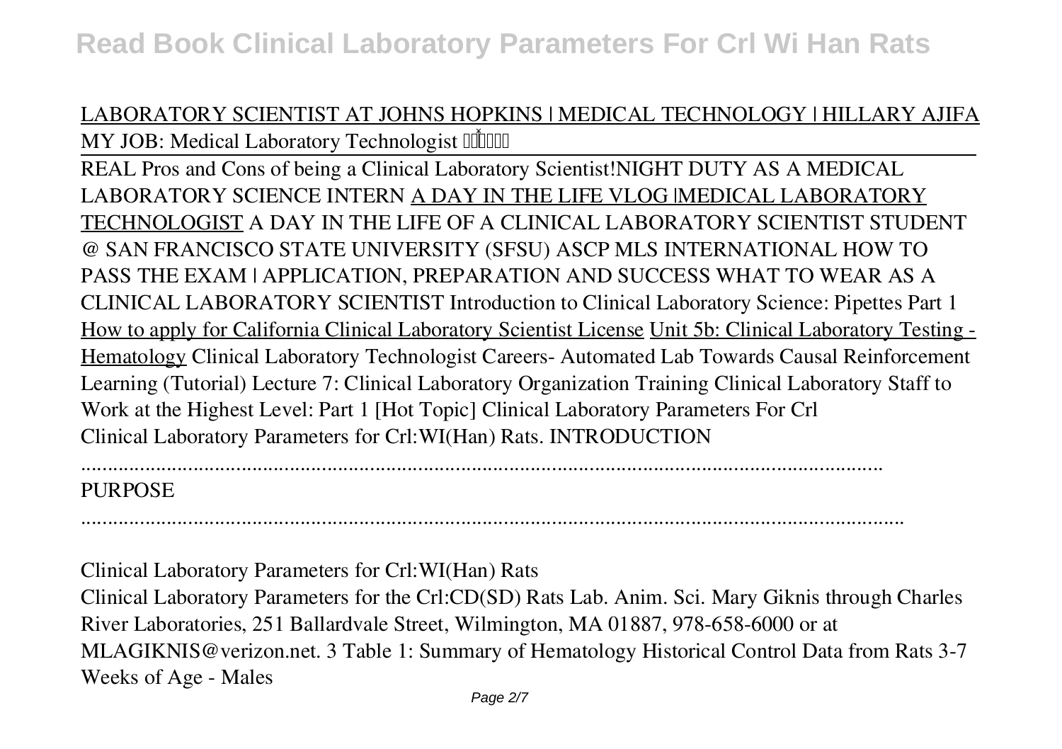LABORATORY SCIENTIST AT JOHNS HOPKINS | MEDICAL TECHNOLOGY | HILLARY AJIFA MY JOB: Medical Laboratory Technologist

REAL Pros and Cons of being a Clinical Laboratory Scientist!NIGHT DUTY AS A MEDICAL LABORATORY SCIENCE INTERN A DAY IN THE LIFE VLOG |MEDICAL LABORATORY TECHNOLOGIST A DAY IN THE LIFE OF A CLINICAL LABORATORY SCIENTIST STUDENT @ SAN FRANCISCO STATE UNIVERSITY (SFSU) ASCP MLS INTERNATIONAL HOW TO PASS THE EXAM | APPLICATION, PREPARATION AND SUCCESS WHAT TO WEAR AS A CLINICAL LABORATORY SCIENTIST Introduction to Clinical Laboratory Science: Pipettes Part 1 How to apply for California Clinical Laboratory Scientist License Unit 5b: Clinical Laboratory Testing - Hematology Clinical Laboratory Technologist Careers- Automated Lab Towards Causal Reinforcement Learning (Tutorial) Lecture 7: Clinical Laboratory Organization Training Clinical Laboratory Staff to Work at the Highest Level: Part 1 [Hot Topic] Clinical Laboratory Parameters For Crl

Clinical Laboratory Parameters for Crl:WI(Han) Rats. INTRODUCTION

.......................................................................................................................................

PURPOSE

.......................................................................................................................................

Clinical Laboratory Parameters for Crl:WI(Han) Rats

Clinical Laboratory Parameters for the Crl:CD(SD) Rats Lab. Anim. Sci. Mary Giknis through Charles River Laboratories, 251 Ballardvale Street, Wilmington, MA 01887, 978-658-6000 or at MLAGIKNIS@verizon.net. 3 Table 1: Summary of Hematology Historical Control Data from Rats 3-7 Weeks of Age - Males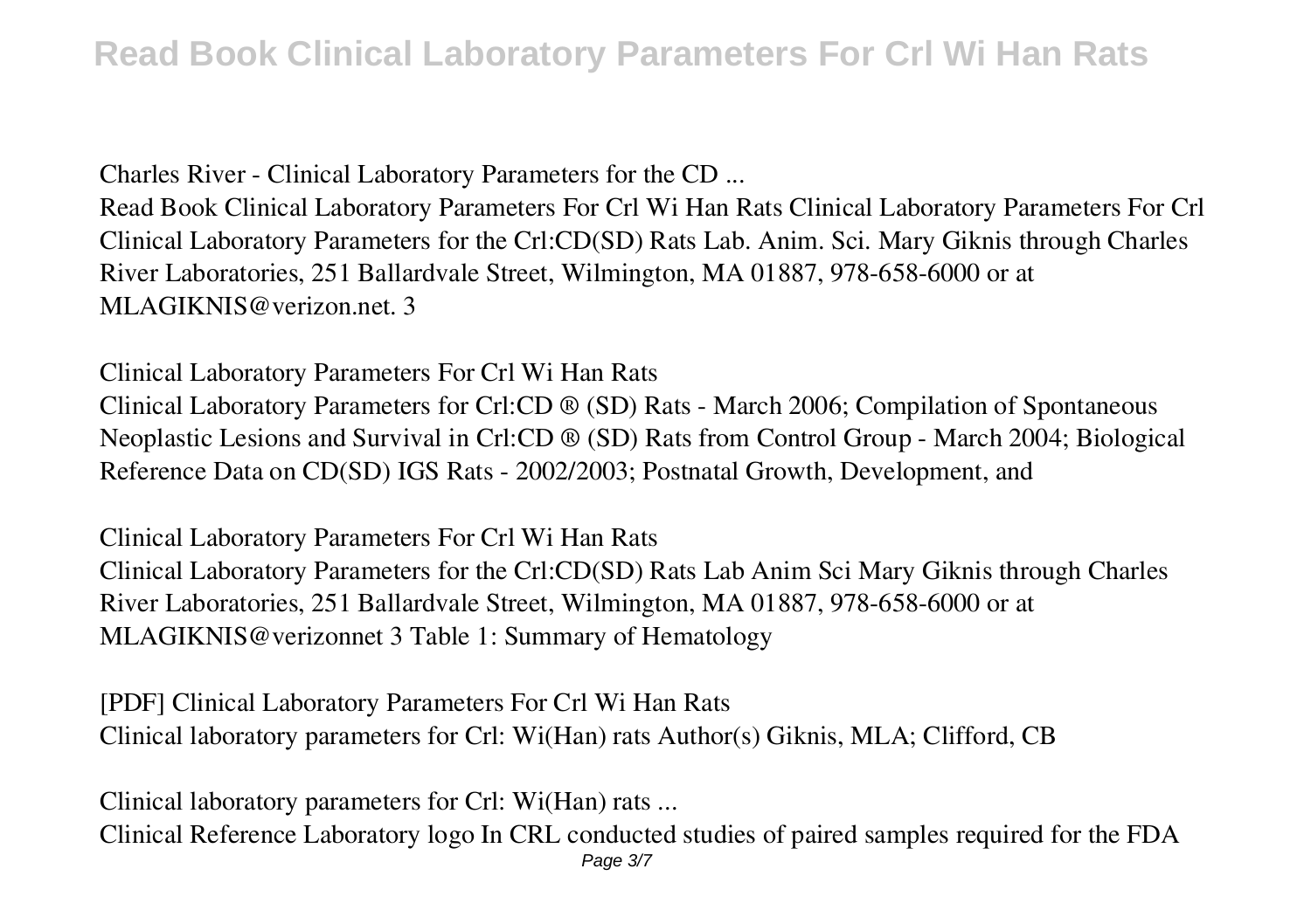**Charles River - Clinical Laboratory Parameters for the CD ...**

Read Book Clinical Laboratory Parameters For Crl Wi Han Rats Clinical Laboratory Parameters For Crl Clinical Laboratory Parameters for the Crl:CD(SD) Rats Lab. Anim. Sci. Mary Giknis through Charles River Laboratories, 251 Ballardvale Street, Wilmington, MA 01887, 978-658-6000 or at MLAGIKNIS@verizon.net. 3

**Clinical Laboratory Parameters For Crl Wi Han Rats**

Clinical Laboratory Parameters for Crl:CD ® (SD) Rats - March 2006; Compilation of Spontaneous Neoplastic Lesions and Survival in Crl:CD ® (SD) Rats from Control Group - March 2004; Biological Reference Data on CD(SD) IGS Rats - 2002/2003; Postnatal Growth, Development, and

**Clinical Laboratory Parameters For Crl Wi Han Rats**

Clinical Laboratory Parameters for the Crl:CD(SD) Rats Lab Anim Sci Mary Giknis through Charles River Laboratories, 251 Ballardvale Street, Wilmington, MA 01887, 978-658-6000 or at MLAGIKNIS@verizonnet 3 Table 1: Summary of Hematology

**[PDF] Clinical Laboratory Parameters For Crl Wi Han Rats**

Clinical laboratory parameters for Crl: Wi(Han) rats Author(s) Giknis, MLA; Clifford, CB

**Clinical laboratory parameters for Crl: Wi(Han) rats ...**

Clinical Reference Laboratory logo In CRL conducted studies of paired samples required for the FDA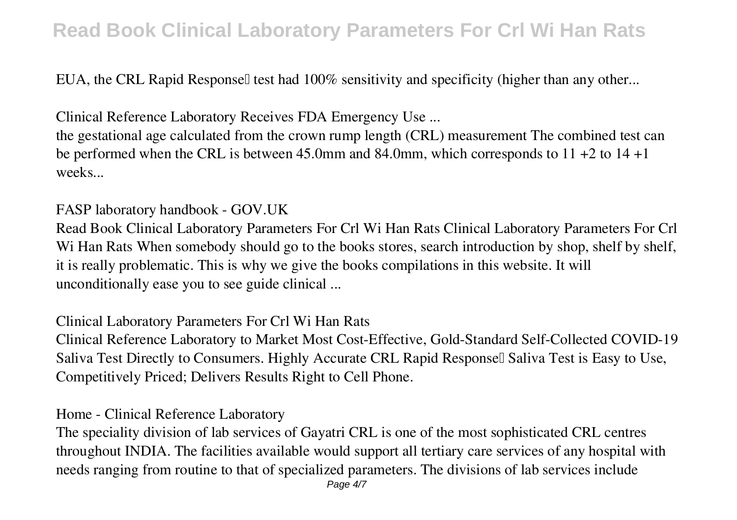EUA, the CRL Rapid Response� test had 100% sensitivity and specificity (higher than any other...

**Clinical Reference Laboratory Receives FDA Emergency Use ...**

the gestational age calculated from the crown rump length (CRL) measurement The combined test can be performed when the CRL is between 45.0mm and 84.0mm, which corresponds to 11 +2 to 14 +1 weeks...

**FASP laboratory handbook - GOV.UK**

Read Book Clinical Laboratory Parameters For Crl Wi Han Rats Clinical Laboratory Parameters For Crl Wi Han Rats When somebody should go to the books stores, search introduction by shop, shelf by shelf, it is really problematic. This is why we give the books compilations in this website. It will unconditionally ease you to see guide clinical ...

**Clinical Laboratory Parameters For Crl Wi Han Rats**

Clinical Reference Laboratory to Market Most Cost-Effective, Gold-Standard Self-Collected COVID-19 Saliva Test Directly to Consumers. Highly Accurate CRL Rapid Response� Saliva Test is Easy to Use, Competitively Priced; Delivers Results Right to Cell Phone.

**Home - Clinical Reference Laboratory**

The speciality division of lab services of Gayatri CRL is one of the most sophisticated CRL centres throughout INDIA. The facilities available would support all tertiary care services of any hospital with needs ranging from routine to that of specialized parameters. The divisions of lab services include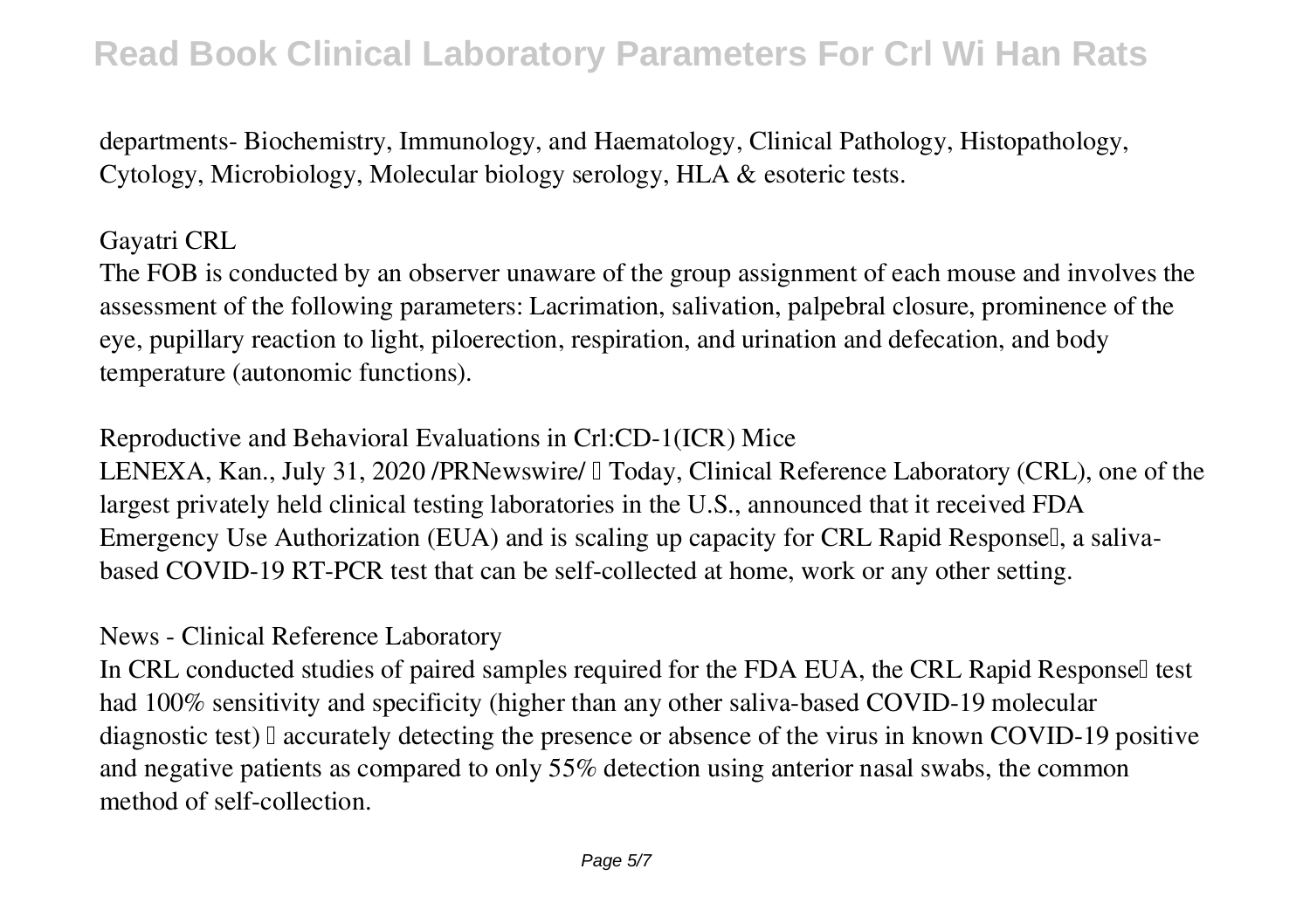departments- Biochemistry, Immunology, and Haematology, Clinical Pathology, Histopathology, Cytology, Microbiology, Molecular biology serology, HLA & esoteric tests.

**Gayatri CRL**

The FOB is conducted by an observer unaware of the group assignment of each mouse and involves the assessment of the following parameters: Lacrimation, salivation, palpebral closure, prominence of the eye, pupillary reaction to light, piloerection, respiration, and urination and defecation, and body temperature (autonomic functions).

**Reproductive and Behavioral Evaluations in Crl:CD-1(ICR) Mice**

LENEXA, Kan., July 31, 2020 /PRNewswire/ – Today, Clinical Reference Laboratory (CRL), one of the largest privately held clinical testing laboratories in the U.S., announced that it received FDA Emergency Use Authorization (EUA) and is scaling up capacity for CRL Rapid Response™, a saliva-based COVID-19 RT-PCR test that can be self-collected at home, work or any other setting.

**News - Clinical Reference Laboratory**

In CRL conducted studies of paired samples required for the FDA EUA, the CRL Rapid Response™ test had 100% sensitivity and specificity (higher than any other saliva-based COVID-19 molecular diagnostic test) – accurately detecting the presence or absence of the virus in known COVID-19 positive and negative patients as compared to only 55% detection using anterior nasal swabs, the common method of self-collection.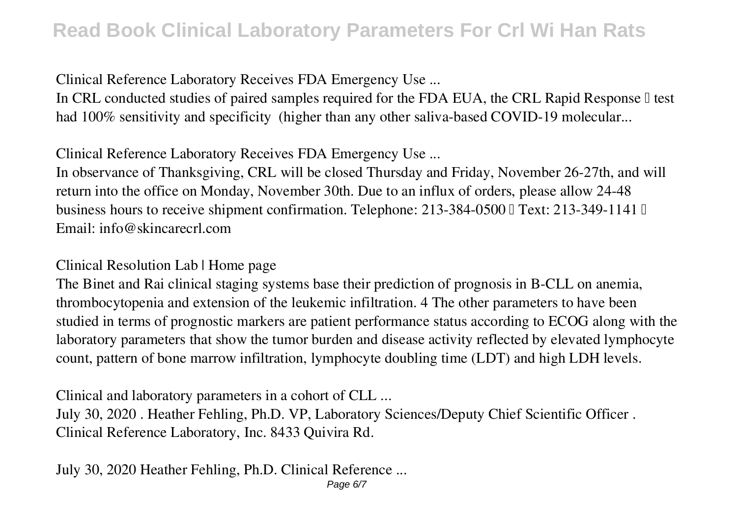**Clinical Reference Laboratory Receives FDA Emergency Use ...**

In CRL conducted studies of paired samples required for the FDA EUA, the CRL Rapid Response ™ test had 100% sensitivity and specificity (higher than any other saliva-based COVID-19 molecular...

**Clinical Reference Laboratory Receives FDA Emergency Use ...**

In observance of Thanksgiving, CRL will be closed Thursday and Friday, November 26-27th, and will return into the office on Monday, November 30th. Due to an influx of orders, please allow 24-48 business hours to receive shipment confirmation. Telephone: 213-384-0500 • Text: 213-349-1141 • Email: info@skincarecrl.com

**Clinical Resolution Lab | Home page**

The Binet and Rai clinical staging systems base their prediction of prognosis in B-CLL on anemia, thrombocytopenia and extension of the leukemic infiltration. 4 The other parameters to have been studied in terms of prognostic markers are patient performance status according to ECOG along with the laboratory parameters that show the tumor burden and disease activity reflected by elevated lymphocyte count, pattern of bone marrow infiltration, lymphocyte doubling time (LDT) and high LDH levels.

**Clinical and laboratory parameters in a cohort of CLL ...**

July 30, 2020 . Heather Fehling, Ph.D. VP, Laboratory Sciences/Deputy Chief Scientific Officer . Clinical Reference Laboratory, Inc. 8433 Quivira Rd.

**July 30, 2020 Heather Fehling, Ph.D. Clinical Reference ...**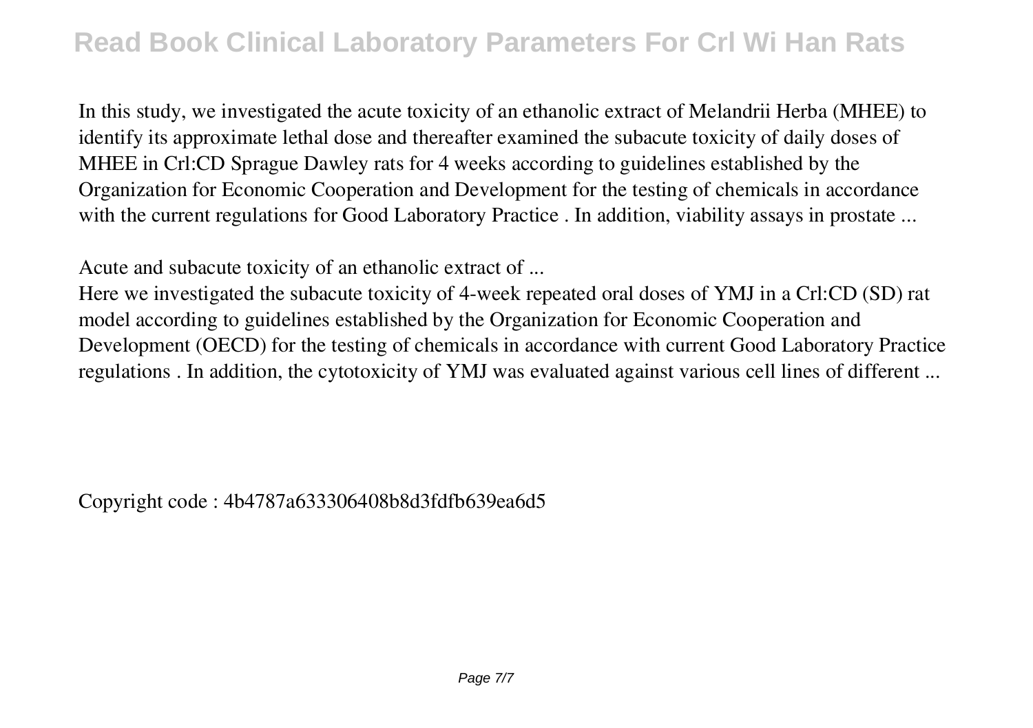In this study, we investigated the acute toxicity of an ethanolic extract of Melandrii Herba (MHEE) to identify its approximate lethal dose and thereafter examined the subacute toxicity of daily doses of MHEE in Crl:CD Sprague Dawley rats for 4 weeks according to guidelines established by the Organization for Economic Cooperation and Development for the testing of chemicals in accordance with the current regulations for Good Laboratory Practice . In addition, viability assays in prostate ...

Acute and subacute toxicity of an ethanolic extract of ...

Here we investigated the subacute toxicity of 4-week repeated oral doses of YMJ in a Crl:CD (SD) rat model according to guidelines established by the Organization for Economic Cooperation and Development (OECD) for the testing of chemicals in accordance with current Good Laboratory Practice regulations . In addition, the cytotoxicity of YMJ was evaluated against various cell lines of different ...

Copyright code : 4b4787a633306408b8d3fdfb639ea6d5